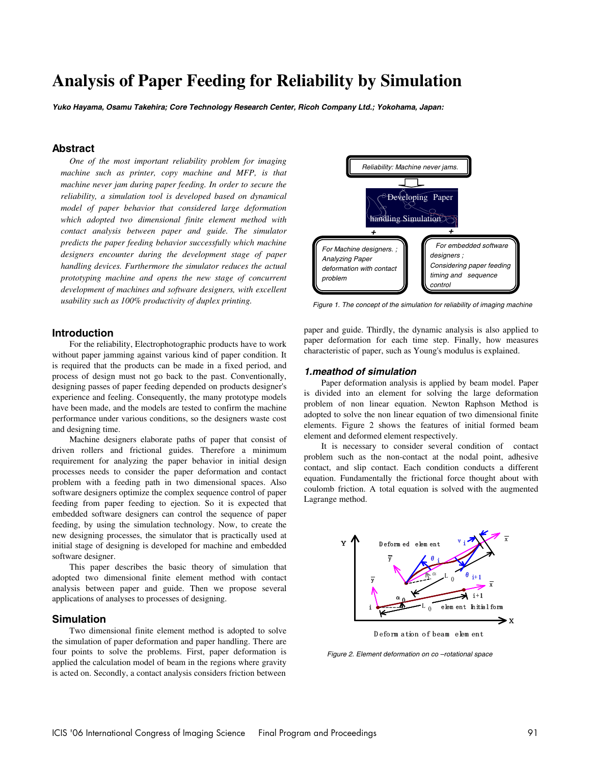# Analysis of Paper Feeding for Reliability by Simulation

***Yuko Hayama, Osamu Takehira; Core Technology Research Center, Ricoh Company Ltd.; Yokohama, Japan:***

## Abstract

*One of the most important reliability problem for imaging machine such as printer, copy machine and MFP, is that machine never jam during paper feeding. In order to secure the reliability, a simulation tool is developed based on dynamical model of paper behavior that considered large deformation which adopted two dimensional finite element method with contact analysis between paper and guide. The simulator predicts the paper feeding behavior successfully which machine designers encounter during the development stage of paper handling devices. Furthermore the simulator reduces the actual prototyping machine and opens the new stage of concurrent development of machines and software designers, with excellent usability such as 100% productivity of duplex printing.*

Reliability: Machine never jams.

Developing Paper handling Simulation

For Machine designers. ; Analyzing Paper deformation with contact problem

For embedded software designers ; Considering paper feeding timing and sequence control

*Figure 1. The concept of the simulation for reliability of imaging machine*

## Introduction

For the reliability, Electrophotographic products have to work without paper jamming against various kind of paper condition. It is required that the products can be made in a fixed period, and process of design must not go back to the past. Conventionally, designing passes of paper feeding depended on products designer's experience and feeling. Consequently, the many prototype models have been made, and the models are tested to confirm the machine performance under various conditions, so the designers waste cost and designing time.

Machine designers elaborate paths of paper that consist of driven rollers and frictional guides. Therefore a minimum requirement for analyzing the paper behavior in initial design processes needs to consider the paper deformation and contact problem with a feeding path in two dimensional spaces. Also software designers optimize the complex sequence control of paper feeding from paper feeding to ejection. So it is expected that embedded software designers can control the sequence of paper feeding, by using the simulation technology. Now, to create the new designing processes, the simulator that is practically used at initial stage of designing is developed for machine and embedded software designer.

This paper describes the basic theory of simulation that adopted two dimensional finite element method with contact analysis between paper and guide. Then we propose several applications of analyses to processes of designing.

## Simulation

Two dimensional finite element method is adopted to solve the simulation of paper deformation and paper handling. There are four points to solve the problems. First, paper deformation is applied the calculation model of beam in the regions where gravity is acted on. Secondly, a contact analysis considers friction between paper and guide. Thirdly, the dynamic analysis is also applied to paper deformation for each time step. Finally, how measures characteristic of paper, such as Young's modulus is explained.

### *1.meathod of simulation*

Paper deformation analysis is applied by beam model. Paper is divided into an element for solving the large deformation problem of non linear equation. Newton Raphson Method is adopted to solve the non linear equation of two dimensional finite elements. Figure 2 shows the features of initial formed beam element and deformed element respectively.

It is necessary to consider several condition of contact problem such as the non-contact at the nodal point, adhesive contact, and slip contact. Each condition conducts a different equation. Fundamentally the frictional force thought about with coulomb friction. A total equation is solved with the augmented Lagrange method.

Deformation of beam element

*Figure 2. Element deformation on co –rotational space*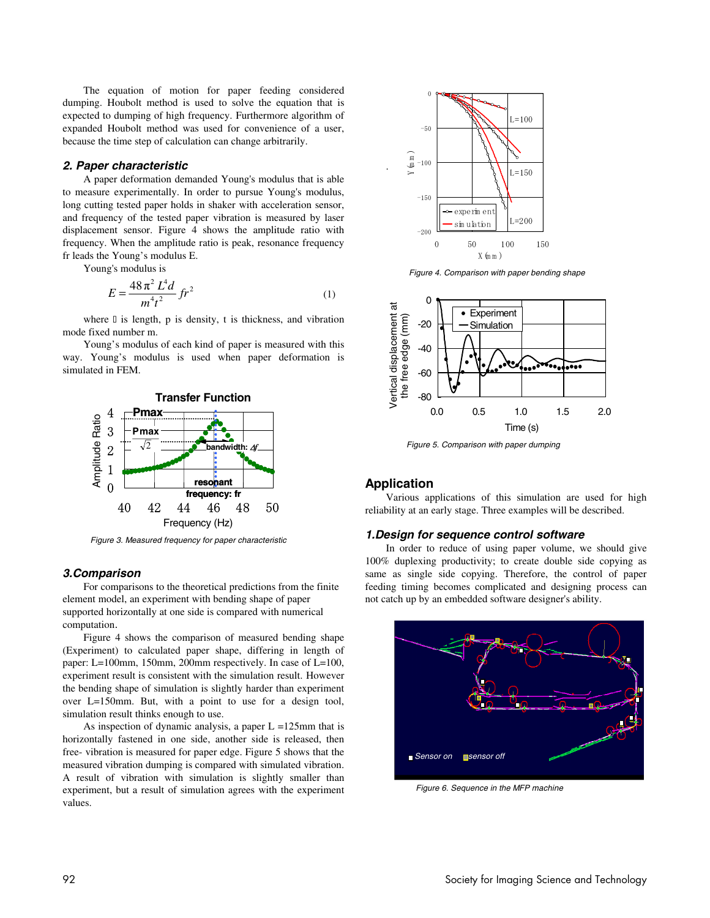The equation of motion for paper feeding considered dumping. Houbolt method is used to solve the equation that is expected to dumping of high frequency. Furthermore algorithm of expanded Houbolt method was used for convenience of a user, because the time step of calculation can change arbitrarily.

## 2. Paper characteristic

A paper deformation demanded Young's modulus that is able to measure experimentally. In order to pursue Young's modulus, long cutting tested paper holds in shaker with acceleration sensor, and frequency of the tested paper vibration is measured by laser displacement sensor. Figure 4 shows the amplitude ratio with frequency. When the amplitude ratio is peak, resonance frequency fr leads the Young's modulus E.

Young's modulus is

$$E = \frac{48\pi^2 L^4 d}{m^4 t^2} fr^2 \qquad (1)$$

where L is length, p is density, t is thickness, and vibration mode fixed number m.

Young's modulus of each kind of paper is measured with this way. Young's modulus is used when paper deformation is simulated in FEM.

Figure 3. Measured frequency for paper characteristic

## 3. Comparison

For comparisons to the theoretical predictions from the finite element model, an experiment with bending shape of paper supported horizontally at one side is compared with numerical computation.

Figure 4 shows the comparison of measured bending shape (Experiment) to calculated paper shape, differing in length of paper: L=100mm, 150mm, 200mm respectively. In case of L=100, experiment result is consistent with the simulation result. However the bending shape of simulation is slightly harder than experiment over L=150mm. But, with a point to use for a design tool, simulation result thinks enough to use.

As inspection of dynamic analysis, a paper L =125mm that is horizontally fastened in one side, another side is released, then free- vibration is measured for paper edge. Figure 5 shows that the measured vibration dumping is compared with simulated vibration. A result of vibration with simulation is slightly smaller than experiment, but a result of simulation agrees with the experiment values.

Figure 4. Comparison with paper bending shape

Figure 5. Comparison with paper dumping

# Application

Various applications of this simulation are used for high reliability at an early stage. Three examples will be described.

## 1. Design for sequence control software

In order to reduce of using paper volume, we should give 100% duplexing productivity; to create double side copying as same as single side copying. Therefore, the control of paper feeding timing becomes complicated and designing process can not catch up by an embedded software designer's ability.

Figure 6. Sequence in the MFP machine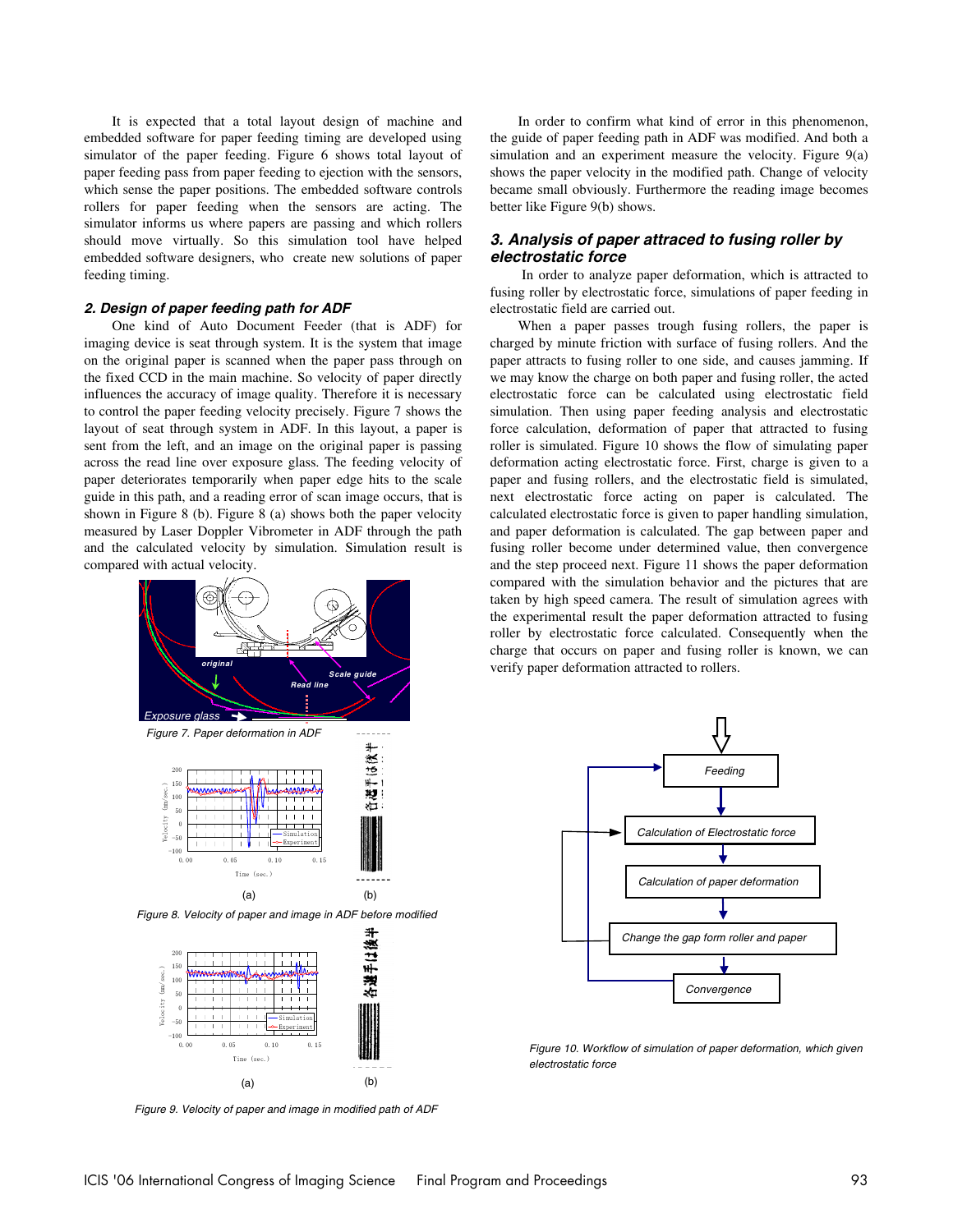It is expected that a total layout design of machine and embedded software for paper feeding timing are developed using simulator of the paper feeding. Figure 6 shows total layout of paper feeding pass from paper feeding to ejection with the sensors, which sense the paper positions. The embedded software controls rollers for paper feeding when the sensors are acting. The simulator informs us where papers are passing and which rollers should move virtually. So this simulation tool have helped embedded software designers, who create new solutions of paper feeding timing.

## 2. Design of paper feeding path for ADF

One kind of Auto Document Feeder (that is ADF) for imaging device is seat through system. It is the system that image on the original paper is scanned when the paper pass through on the fixed CCD in the main machine. So velocity of paper directly influences the accuracy of image quality. Therefore it is necessary to control the paper feeding velocity precisely. Figure 7 shows the layout of seat through system in ADF. In this layout, a paper is sent from the left, and an image on the original paper is passing across the read line over exposure glass. The feeding velocity of paper deteriorates temporarily when paper edge hits to the scale guide in this path, and a reading error of scan image occurs, that is shown in Figure 8 (b). Figure 8 (a) shows both the paper velocity measured by Laser Doppler Vibrometer in ADF through the path and the calculated velocity by simulation. Simulation result is compared with actual velocity.

Figure 7. Paper deformation in ADF

Figure 8. Velocity of paper and image in ADF before modified

Figure 9. Velocity of paper and image in modified path of ADF

In order to confirm what kind of error in this phenomenon, the guide of paper feeding path in ADF was modified. And both a simulation and an experiment measure the velocity. Figure 9(a) shows the paper velocity in the modified path. Change of velocity became small obviously. Furthermore the reading image becomes better like Figure 9(b) shows.

## 3. Analysis of paper attracted to fusing roller by electrostatic force

In order to analyze paper deformation, which is attracted to fusing roller by electrostatic force, simulations of paper feeding in electrostatic field are carried out.

When a paper passes trough fusing rollers, the paper is charged by minute friction with surface of fusing rollers. And the paper attracts to fusing roller to one side, and causes jamming. If we may know the charge on both paper and fusing roller, the acted electrostatic force can be calculated using electrostatic field simulation. Then using paper feeding analysis and electrostatic force calculation, deformation of paper that attracted to fusing roller is simulated. Figure 10 shows the flow of simulating paper deformation acting electrostatic force. First, charge is given to a paper and fusing rollers, and the electrostatic field is simulated, next electrostatic force acting on paper is calculated. The calculated electrostatic force is given to paper handling simulation, and paper deformation is calculated. The gap between paper and fusing roller become under determined value, then convergence and the step proceed next. Figure 11 shows the paper deformation compared with the simulation behavior and the pictures that are taken by high speed camera. The result of simulation agrees with the experimental result the paper deformation attracted to fusing roller by electrostatic force calculated. Consequently when the charge that occurs on paper and fusing roller is known, we can verify paper deformation attracted to rollers.

Figure 10. Workflow of simulation of paper deformation, which given electrostatic force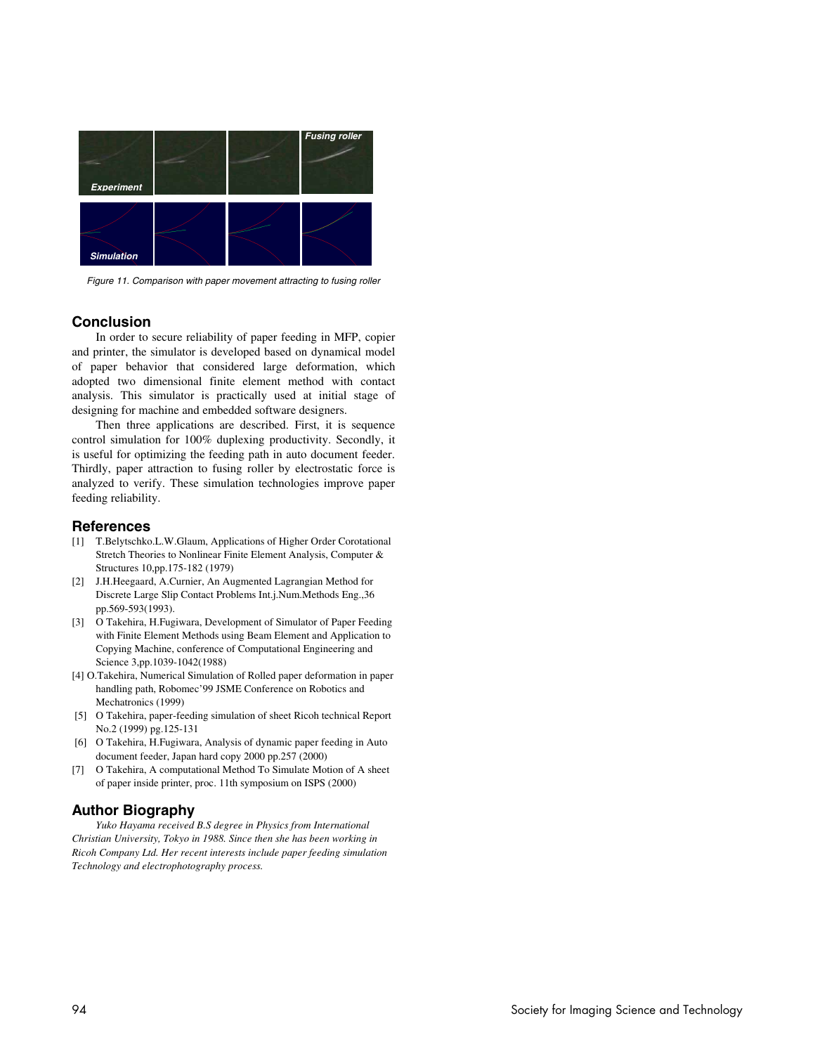Experiment

Fusing roller

Simulation

*Figure 11. Comparison with paper movement attracting to fusing roller*

## Conclusion

In order to secure reliability of paper feeding in MFP, copier and printer, the simulator is developed based on dynamical model of paper behavior that considered large deformation, which adopted two dimensional finite element method with contact analysis. This simulator is practically used at initial stage of designing for machine and embedded software designers.

Then three applications are described. First, it is sequence control simulation for 100% duplexing productivity. Secondly, it is useful for optimizing the feeding path in auto document feeder. Thirdly, paper attraction to fusing roller by electrostatic force is analyzed to verify. These simulation technologies improve paper feeding reliability.

## References

[1] T.Belytschko.L.W.Glaum, Applications of Higher Order Corotational Stretch Theories to Nonlinear Finite Element Analysis, Computer & Structures 10,pp.175-182 (1979)

[2] J.H.Heegaard, A.Curnier, An Augmented Lagrangian Method for Discrete Large Slip Contact Problems Int.j.Num.Methods Eng.,36 pp.569-593(1993).

[3] O Takehira, H.Fugiwara, Development of Simulator of Paper Feeding with Finite Element Methods using Beam Element and Application to Copying Machine, conference of Computational Engineering and Science 3,pp.1039-1042(1988)

[4] O.Takehira, Numerical Simulation of Rolled paper deformation in paper handling path, Robomec'99 JSME Conference on Robotics and Mechatronics (1999)

[5] O Takehira, paper-feeding simulation of sheet Ricoh technical Report No.2 (1999) pg.125-131

[6] O Takehira, H.Fugiwara, Analysis of dynamic paper feeding in Auto document feeder, Japan hard copy 2000 pp.257 (2000)

[7] O Takehira, A computational Method To Simulate Motion of A sheet of paper inside printer, proc. 11th symposium on ISPS (2000)

## Author Biography

*Yuko Hayama received B.S degree in Physics from International Christian University, Tokyo in 1988. Since then she has been working in Ricoh Company Ltd. Her recent interests include paper feeding simulation Technology and electrophotography process.*